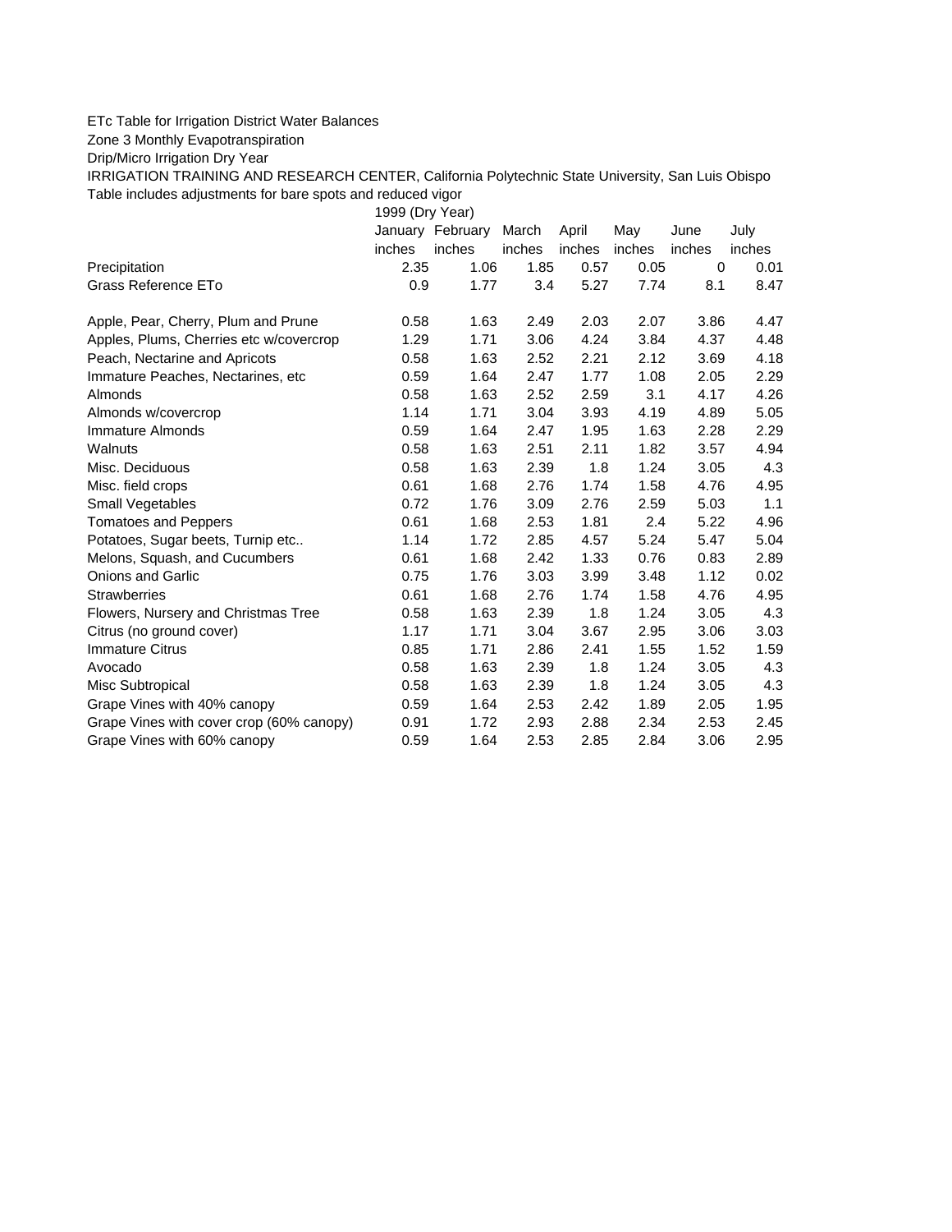ETc Table for Irrigation District Water Balances

Zone 3 Monthly Evapotranspiration

Drip/Micro Irrigation Dry Year

IRRIGATION TRAINING AND RESEARCH CENTER, California Polytechnic State University, San Luis Obispo

Table includes adjustments for bare spots and reduced vigor

| | 1999 (Dry Year) | | | | | | |
|---|---|---|---|---|---|---|---|
| | January | February | March | April | May | June | July |
| | inches | inches | inches | inches | inches | inches | inches |
| Precipitation | 2.35 | 1.06 | 1.85 | 0.57 | 0.05 | 0 | 0.01 |
| Grass Reference ETo | 0.9 | 1.77 | 3.4 | 5.27 | 7.74 | 8.1 | 8.47 |
| | | | | | | | |
| Apple, Pear, Cherry, Plum and Prune | 0.58 | 1.63 | 2.49 | 2.03 | 2.07 | 3.86 | 4.47 |
| Apples, Plums, Cherries etc w/covercrop | 1.29 | 1.71 | 3.06 | 4.24 | 3.84 | 4.37 | 4.48 |
| Peach, Nectarine and Apricots | 0.58 | 1.63 | 2.52 | 2.21 | 2.12 | 3.69 | 4.18 |
| Immature Peaches, Nectarines, etc | 0.59 | 1.64 | 2.47 | 1.77 | 1.08 | 2.05 | 2.29 |
| Almonds | 0.58 | 1.63 | 2.52 | 2.59 | 3.1 | 4.17 | 4.26 |
| Almonds w/covercrop | 1.14 | 1.71 | 3.04 | 3.93 | 4.19 | 4.89 | 5.05 |
| Immature Almonds | 0.59 | 1.64 | 2.47 | 1.95 | 1.63 | 2.28 | 2.29 |
| Walnuts | 0.58 | 1.63 | 2.51 | 2.11 | 1.82 | 3.57 | 4.94 |
| Misc. Deciduous | 0.58 | 1.63 | 2.39 | 1.8 | 1.24 | 3.05 | 4.3 |
| Misc. field crops | 0.61 | 1.68 | 2.76 | 1.74 | 1.58 | 4.76 | 4.95 |
| Small Vegetables | 0.72 | 1.76 | 3.09 | 2.76 | 2.59 | 5.03 | 1.1 |
| Tomatoes and Peppers | 0.61 | 1.68 | 2.53 | 1.81 | 2.4 | 5.22 | 4.96 |
| Potatoes, Sugar beets, Turnip etc.. | 1.14 | 1.72 | 2.85 | 4.57 | 5.24 | 5.47 | 5.04 |
| Melons, Squash, and Cucumbers | 0.61 | 1.68 | 2.42 | 1.33 | 0.76 | 0.83 | 2.89 |
| Onions and Garlic | 0.75 | 1.76 | 3.03 | 3.99 | 3.48 | 1.12 | 0.02 |
| Strawberries | 0.61 | 1.68 | 2.76 | 1.74 | 1.58 | 4.76 | 4.95 |
| Flowers, Nursery and Christmas Tree | 0.58 | 1.63 | 2.39 | 1.8 | 1.24 | 3.05 | 4.3 |
| Citrus (no ground cover) | 1.17 | 1.71 | 3.04 | 3.67 | 2.95 | 3.06 | 3.03 |
| Immature Citrus | 0.85 | 1.71 | 2.86 | 2.41 | 1.55 | 1.52 | 1.59 |
| Avocado | 0.58 | 1.63 | 2.39 | 1.8 | 1.24 | 3.05 | 4.3 |
| Misc Subtropical | 0.58 | 1.63 | 2.39 | 1.8 | 1.24 | 3.05 | 4.3 |
| Grape Vines with 40% canopy | 0.59 | 1.64 | 2.53 | 2.42 | 1.89 | 2.05 | 1.95 |
| Grape Vines with cover crop (60% canopy) | 0.91 | 1.72 | 2.93 | 2.88 | 2.34 | 2.53 | 2.45 |
| Grape Vines with 60% canopy | 0.59 | 1.64 | 2.53 | 2.85 | 2.84 | 3.06 | 2.95 |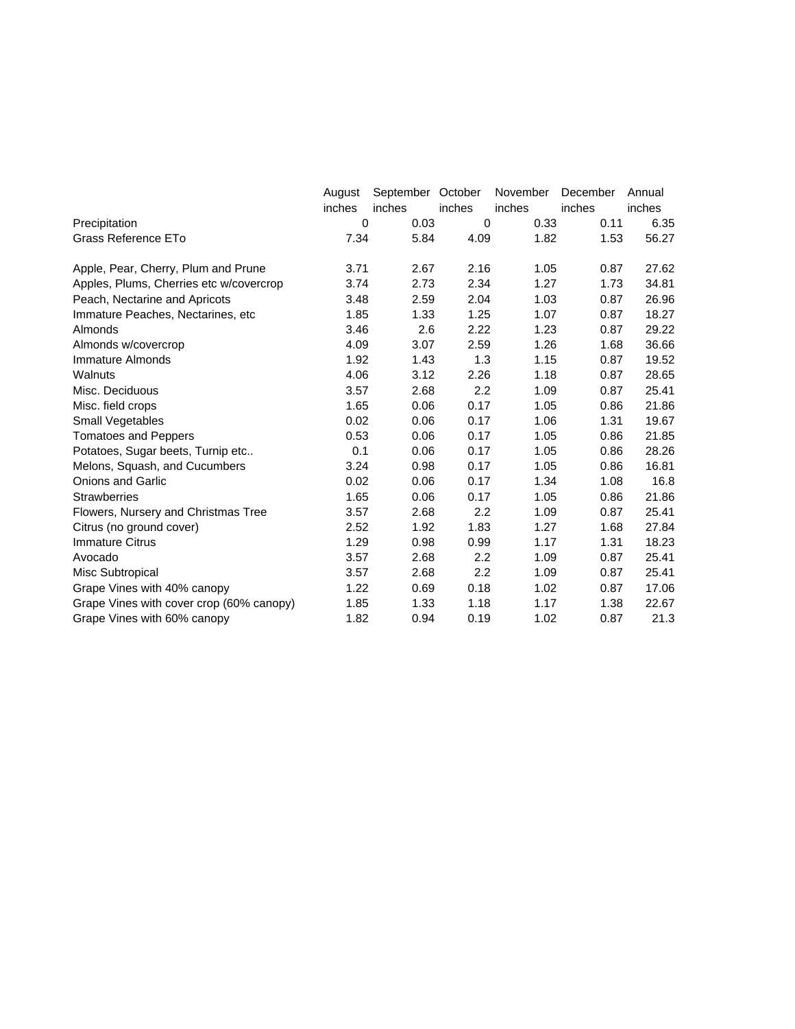| | August inches | September inches | October inches | November inches | December inches | Annual inches |
|---|---|---|---|---|---|---|
| Precipitation | 0 | 0.03 | 0 | 0.33 | 0.11 | 6.35 |
| Grass Reference ETo | 7.34 | 5.84 | 4.09 | 1.82 | 1.53 | 56.27 |
| | | | | | | |
| Apple, Pear, Cherry, Plum and Prune | 3.71 | 2.67 | 2.16 | 1.05 | 0.87 | 27.62 |
| Apples, Plums, Cherries etc w/covercrop | 3.74 | 2.73 | 2.34 | 1.27 | 1.73 | 34.81 |
| Peach, Nectarine and Apricots | 3.48 | 2.59 | 2.04 | 1.03 | 0.87 | 26.96 |
| Immature Peaches, Nectarines, etc | 1.85 | 1.33 | 1.25 | 1.07 | 0.87 | 18.27 |
| Almonds | 3.46 | 2.6 | 2.22 | 1.23 | 0.87 | 29.22 |
| Almonds w/covercrop | 4.09 | 3.07 | 2.59 | 1.26 | 1.68 | 36.66 |
| Immature Almonds | 1.92 | 1.43 | 1.3 | 1.15 | 0.87 | 19.52 |
| Walnuts | 4.06 | 3.12 | 2.26 | 1.18 | 0.87 | 28.65 |
| Misc. Deciduous | 3.57 | 2.68 | 2.2 | 1.09 | 0.87 | 25.41 |
| Misc. field crops | 1.65 | 0.06 | 0.17 | 1.05 | 0.86 | 21.86 |
| Small Vegetables | 0.02 | 0.06 | 0.17 | 1.06 | 1.31 | 19.67 |
| Tomatoes and Peppers | 0.53 | 0.06 | 0.17 | 1.05 | 0.86 | 21.85 |
| Potatoes, Sugar beets, Turnip etc.. | 0.1 | 0.06 | 0.17 | 1.05 | 0.86 | 28.26 |
| Melons, Squash, and Cucumbers | 3.24 | 0.98 | 0.17 | 1.05 | 0.86 | 16.81 |
| Onions and Garlic | 0.02 | 0.06 | 0.17 | 1.34 | 1.08 | 16.8 |
| Strawberries | 1.65 | 0.06 | 0.17 | 1.05 | 0.86 | 21.86 |
| Flowers, Nursery and Christmas Tree | 3.57 | 2.68 | 2.2 | 1.09 | 0.87 | 25.41 |
| Citrus (no ground cover) | 2.52 | 1.92 | 1.83 | 1.27 | 1.68 | 27.84 |
| Immature Citrus | 1.29 | 0.98 | 0.99 | 1.17 | 1.31 | 18.23 |
| Avocado | 3.57 | 2.68 | 2.2 | 1.09 | 0.87 | 25.41 |
| Misc Subtropical | 3.57 | 2.68 | 2.2 | 1.09 | 0.87 | 25.41 |
| Grape Vines with 40% canopy | 1.22 | 0.69 | 0.18 | 1.02 | 0.87 | 17.06 |
| Grape Vines with cover crop (60% canopy) | 1.85 | 1.33 | 1.18 | 1.17 | 1.38 | 22.67 |
| Grape Vines with 60% canopy | 1.82 | 0.94 | 0.19 | 1.02 | 0.87 | 21.3 |